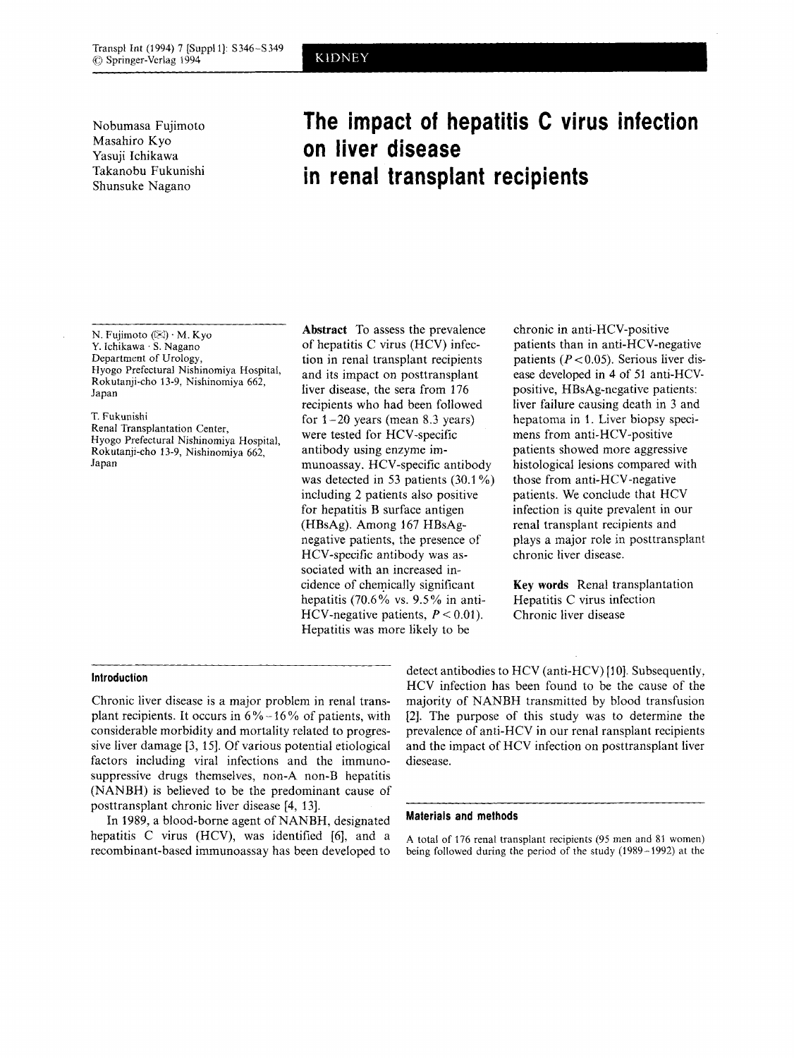# The impact of hepatitis C virus infection on liver disease in renal transplant recipients

Nobumasa Fujimoto
Masahiro Kyo
Yasuji Ichikawa
Takanobu Fukunishi
Shunsuke Nagano

N. Fujimoto (✉) · M. Kyo
Y. Ichikawa · S. Nagano
Department of Urology,
Hyogo Prefectural Nishinomiya Hospital,
Rokutanji-cho 13-9, Nishinomiya 662,
Japan

T. Fukunishi
Renal Transplantation Center,
Hyogo Prefectural Nishinomiya Hospital,
Rokutanji-cho 13-9, Nishinomiya 662,
Japan

**Abstract** To assess the prevalence of hepatitis C virus (HCV) infection in renal transplant recipients and its impact on posttransplant liver disease, the sera from 176 recipients who had been followed for 1–20 years (mean 8.3 years) were tested for HCV-specific antibody using enzyme immunoassay. HCV-specific antibody was detected in 53 patients (30.1%) including 2 patients also positive for hepatitis B surface antigen (HBsAg). Among 167 HBsAg-negative patients, the presence of HCV-specific antibody was associated with an increased incidence of chemically significant hepatitis (70.6% vs. 9.5% in anti-HCV-negative patients, $P < 0.01$). Hepatitis was more likely to be chronic in anti-HCV-positive patients than in anti-HCV-negative patients ($P < 0.05$). Serious liver disease developed in 4 of 51 anti-HCV-positive, HBsAg-negative patients: liver failure causing death in 3 and hepatoma in 1. Liver biopsy specimens from anti-HCV-positive patients showed more aggressive histological lesions compared with those from anti-HCV-negative patients. We conclude that HCV infection is quite prevalent in our renal transplant recipients and plays a major role in posttransplant chronic liver disease.

**Key words** Renal transplantation · Hepatitis C virus infection · Chronic liver disease

## Introduction

Chronic liver disease is a major problem in renal transplant recipients. It occurs in 6%–16% of patients, with considerable morbidity and mortality related to progressive liver damage [3, 15]. Of various potential etiological factors including viral infections and the immunosuppressive drugs themselves, non-A non-B hepatitis (NANBH) is believed to be the predominant cause of posttransplant chronic liver disease [4, 13].

In 1989, a blood-borne agent of NANBH, designated hepatitis C virus (HCV), was identified [6], and a recombinant-based immunoassay has been developed to detect antibodies to HCV (anti-HCV) [10]. Subsequently, HCV infection has been found to be the cause of the majority of NANBH transmitted by blood transfusion [2]. The purpose of this study was to determine the prevalence of anti-HCV in our renal ransplant recipients and the impact of HCV infection on posttransplant liver diesease.

## Materials and methods

A total of 176 renal transplant recipients (95 men and 81 women) being followed during the period of the study (1989–1992) at the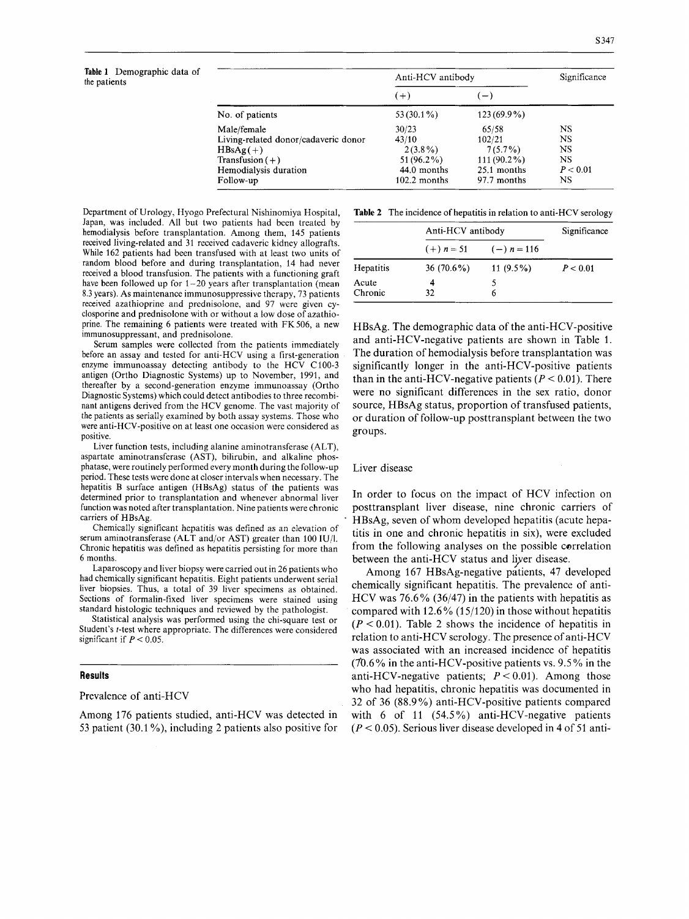Table 1 Demographic data of the patients

| | Anti-HCV antibody | | Significance |
|---|---|---|---|
| | (+) | (−) | |
| No. of patients | 53 (30.1%) | 123 (69.9%) | |
| Male/female | 30/23 | 65/58 | NS |
| Living-related donor/cadaveric donor | 43/10 | 102/21 | NS |
| HBsAg(+) | 2 (3.8%) | 7 (5.7%) | NS |
| Transfusion (+) | 51 (96.2%) | 111 (90.2%) | NS |
| Hemodialysis duration | 44.0 months | 25.1 months | $P < 0.01$ |
| Follow-up | 102.2 months | 97.7 months | NS |

Department of Urology, Hyogo Prefectural Nishinomiya Hospital, Japan, was included. All but two patients had been treated by hemodialysis before transplantation. Among them, 145 patients received living-related and 31 received cadaveric kidney allografts. While 162 patients had been transfused with at least two units of random blood before and during transplantation, 14 had never received a blood transfusion. The patients with a functioning graft have been followed up for 1–20 years after transplantation (mean 8.3 years). As maintenance immunosuppressive therapy, 73 patients received azathioprine and prednisolone, and 97 were given cyclosporine and prednisolone with or without a low dose of azathioprine. The remaining 6 patients were treated with FK506, a new immunosuppressant, and prednisolone.

Serum samples were collected from the patients immediately before an assay and tested for anti-HCV using a first-generation enzyme immunoassay detecting antibody to the HCV C100-3 antigen (Ortho Diagnostic Systems) up to November, 1991, and thereafter by a second-generation enzyme immunoassay (Ortho Diagnostic Systems) which could detect antibodies to three recombinant antigens derived from the HCV genome. The vast majority of the patients as serially examined by both assay systems. Those who were anti-HCV-positive on at least one occasion were considered as positive.

Liver function tests, including alanine aminotransferase (ALT), aspartate aminotransferase (AST), bilirubin, and alkaline phosphatase, were routinely performed every month during the follow-up period. These tests were done at closer intervals when necessary. The hepatitis B surface antigen (HBsAg) status of the patients was determined prior to transplantation and whenever abnormal liver function was noted after transplantation. Nine patients were chronic carriers of HBsAg.

Chemically significant hepatitis was defined as an elevation of serum aminotransferase (ALT and/or AST) greater than 100 IU/l. Chronic hepatitis was defined as hepatitis persisting for more than 6 months.

Laparoscopy and liver biopsy were carried out in 26 patients who had chemically significant hepatitis. Eight patients underwent serial liver biopsies. Thus, a total of 39 liver specimens was obtained. Sections of formalin-fixed liver specimens were stained using standard histologic techniques and reviewed by the pathologist.

Statistical analysis was performed using the chi-square test or Student's $t$-test where appropriate. The differences were considered significant if $P < 0.05$.

## Results

### Prevalence of anti-HCV

Among 176 patients studied, anti-HCV was detected in 53 patient (30.1%), including 2 patients also positive for HBsAg. The demographic data of the anti-HCV-positive and anti-HCV-negative patients are shown in Table 1. The duration of hemodialysis before transplantation was significantly longer in the anti-HCV-positive patients than in the anti-HCV-negative patients ($P < 0.01$). There were no significant differences in the sex ratio, donor source, HBsAg status, proportion of transfused patients, or duration of follow-up posttransplant between the two groups.

Table 2 The incidence of hepatitis in relation to anti-HCV serology

| | Anti-HCV antibody | | Significance |
|---|---|---|---|
| | (+) $n = 51$ | (−) $n = 116$ | |
| Hepatitis | 36 (70.6%) | 11 (9.5%) | $P < 0.01$ |
| Acute | 4 | 5 | |
| Chronic | 32 | 6 | |

### Liver disease

In order to focus on the impact of HCV infection on posttransplant liver disease, nine chronic carriers of HBsAg, seven of whom developed hepatitis (acute hepatitis in one and chronic hepatitis in six), were excluded from the following analyses on the possible correlation between the anti-HCV status and liver disease.

Among 167 HBsAg-negative patients, 47 developed chemically significant hepatitis. The prevalence of anti-HCV was 76.6% (36/47) in the patients with hepatitis as compared with 12.6% (15/120) in those without hepatitis ($P < 0.01$). Table 2 shows the incidence of hepatitis in relation to anti-HCV serology. The presence of anti-HCV was associated with an increased incidence of hepatitis (70.6% in the anti-HCV-positive patients vs. 9.5% in the anti-HCV-negative patients; $P < 0.01$). Among those who had hepatitis, chronic hepatitis was documented in 32 of 36 (88.9%) anti-HCV-positive patients compared with 6 of 11 (54.5%) anti-HCV-negative patients ($P < 0.05$). Serious liver disease developed in 4 of 51 anti-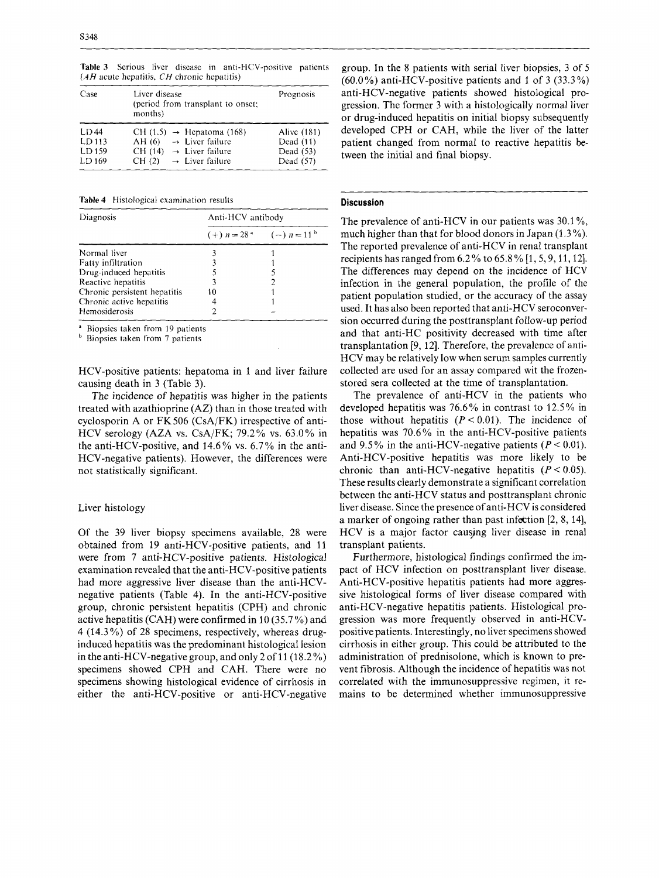**Table 3** Serious liver disease in anti-HCV-positive patients (*AH* acute hepatitis, *CH* chronic hepatitis)

| Case | Liver disease (period from transplant to onset; months) | Prognosis |
|---|---|---|
| LD 44 | CH (1.5) → Hepatoma (168) | Alive (181) |
| LD 113 | AH (6) → Liver failure | Dead (11) |
| LD 159 | CH (14) → Liver failure | Dead (53) |
| LD 169 | CH (2) → Liver failure | Dead (57) |

**Table 4** Histological examination results

| Diagnosis | Anti-HCV antibody | |
|---|---|---|
| | (+) n = 28 [a] | (−) n = 11 [b] |
| Normal liver | 3 | 1 |
| Fatty infiltration | 3 | 1 |
| Drug-induced hepatitis | 5 | 5 |
| Reactive hepatitis | 3 | 2 |
| Chronic persistent hepatitis | 10 | 1 |
| Chronic active hepatitis | 4 | 1 |
| Hemosiderosis | 2 | – |

[a] Biopsies taken from 19 patients
[b] Biopsies taken from 7 patients

HCV-positive patients: hepatoma in 1 and liver failure causing death in 3 (Table 3).

The incidence of hepatitis was higher in the patients treated with azathioprine (AZ) than in those treated with cyclosporin A or FK506 (CsA/FK) irrespective of anti-HCV serology (AZA vs. CsA/FK; 79.2% vs. 63.0% in the anti-HCV-positive, and 14.6% vs. 6.7% in the anti-HCV-negative patients). However, the differences were not statistically significant.

## Liver histology

Of the 39 liver biopsy specimens available, 28 were obtained from 19 anti-HCV-positive patients, and 11 were from 7 anti-HCV-positive patients. Histological examination revealed that the anti-HCV-positive patients had more aggressive liver disease than the anti-HCV-negative patients (Table 4). In the anti-HCV-positive group, chronic persistent hepatitis (CPH) and chronic active hepatitis (CAH) were confirmed in 10 (35.7%) and 4 (14.3%) of 28 specimens, respectively, whereas drug-induced hepatitis was the predominant histological lesion in the anti-HCV-negative group, and only 2 of 11 (18.2%) specimens showed CPH and CAH. There were no specimens showing histological evidence of cirrhosis in either the anti-HCV-positive or anti-HCV-negative group. In the 8 patients with serial liver biopsies, 3 of 5 (60.0%) anti-HCV-positive patients and 1 of 3 (33.3%) anti-HCV-negative patients showed histological progression. The former 3 with a histologically normal liver or drug-induced hepatitis on initial biopsy subsequently developed CPH or CAH, while the liver of the latter patient changed from normal to reactive hepatitis between the initial and final biopsy.

## Discussion

The prevalence of anti-HCV in our patients was 30.1%, much higher than that for blood donors in Japan (1.3%). The reported prevalence of anti-HCV in renal transplant recipients has ranged from 6.2% to 65.8% [1, 5, 9, 11, 12]. The differences may depend on the incidence of HCV infection in the general population, the profile of the patient population studied, or the accuracy of the assay used. It has also been reported that anti-HCV seroconversion occurred during the posttransplant follow-up period and that anti-HC positivity decreased with time after transplantation [9, 12]. Therefore, the prevalence of anti-HCV may be relatively low when serum samples currently collected are used for an assay compared wit the frozen-stored sera collected at the time of transplantation.

The prevalence of anti-HCV in the patients who developed hepatitis was 76.6% in contrast to 12.5% in those without hepatitis ($P < 0.01$). The incidence of hepatitis was 70.6% in the anti-HCV-positive patients and 9.5% in the anti-HCV-negative patients ($P < 0.01$). Anti-HCV-positive hepatitis was more likely to be chronic than anti-HCV-negative hepatitis ($P < 0.05$). These results clearly demonstrate a significant correlation between the anti-HCV status and posttransplant chronic liver disease. Since the presence of anti-HCV is considered a marker of ongoing rather than past infection [2, 8, 14], HCV is a major factor causing liver disease in renal transplant patients.

Furthermore, histological findings confirmed the impact of HCV infection on posttransplant liver disease. Anti-HCV-positive hepatitis patients had more aggressive histological forms of liver disease compared with anti-HCV-negative hepatitis patients. Histological progression was more frequently observed in anti-HCV-positive patients. Interestingly, no liver specimens showed cirrhosis in either group. This could be attributed to the administration of prednisolone, which is known to prevent fibrosis. Although the incidence of hepatitis was not correlated with the immunosuppressive regimen, it remains to be determined whether immunosuppressive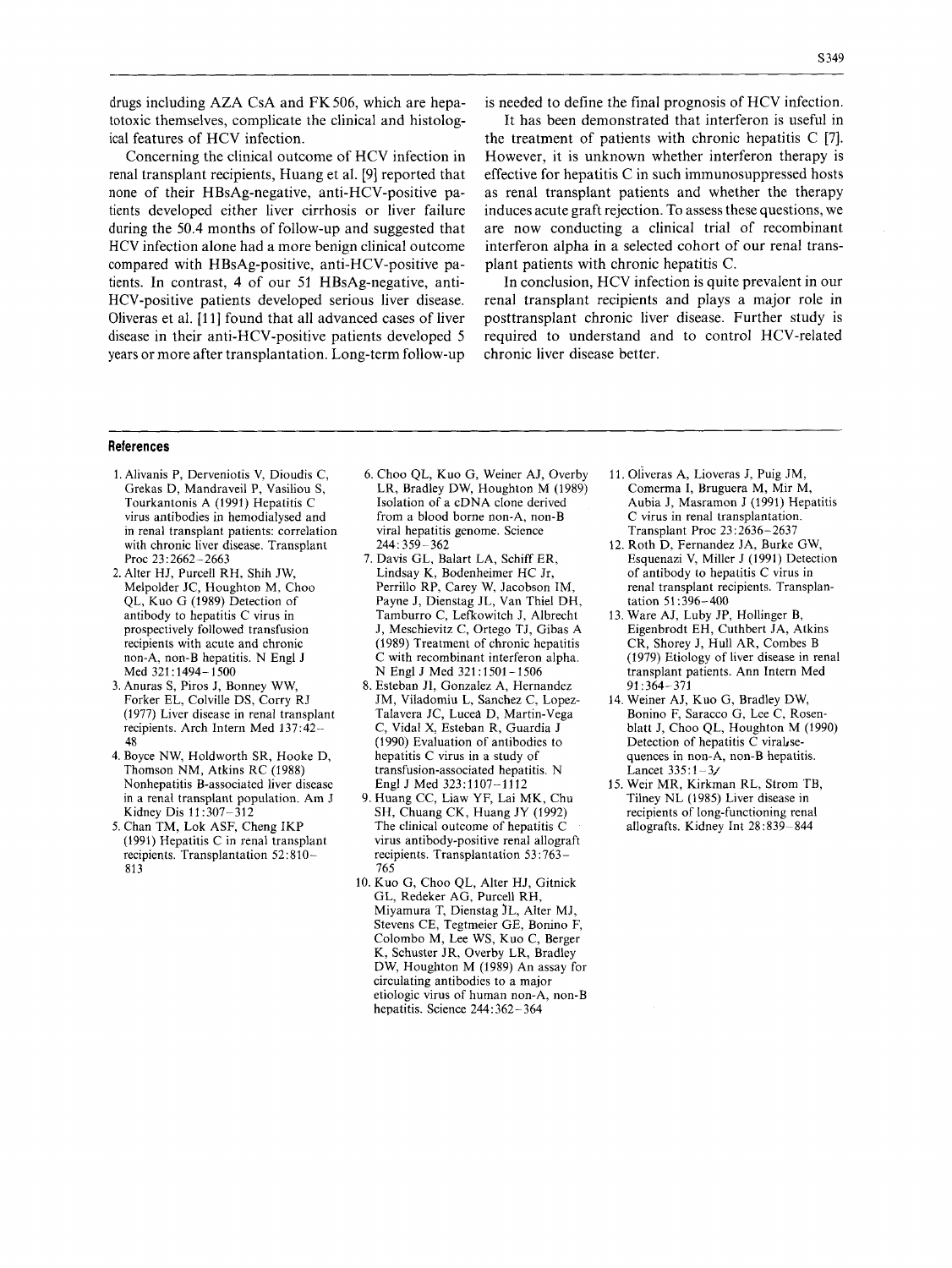drugs including AZA CsA and FK 506, which are hepatotoxic themselves, complicate the clinical and histological features of HCV infection.

Concerning the clinical outcome of HCV infection in renal transplant recipients, Huang et al. [9] reported that none of their HBsAg-negative, anti-HCV-positive patients developed either liver cirrhosis or liver failure during the 50.4 months of follow-up and suggested that HCV infection alone had a more benign clinical outcome compared with HBsAg-positive, anti-HCV-positive patients. In contrast, 4 of our 51 HBsAg-negative, anti-HCV-positive patients developed serious liver disease. Oliveras et al. [11] found that all advanced cases of liver disease in their anti-HCV-positive patients developed 5 years or more after transplantation. Long-term follow-up is needed to define the final prognosis of HCV infection.

It has been demonstrated that interferon is useful in the treatment of patients with chronic hepatitis C [7]. However, it is unknown whether interferon therapy is effective for hepatitis C in such immunosuppressed hosts as renal transplant patients and whether the therapy induces acute graft rejection. To assess these questions, we are now conducting a clinical trial of recombinant interferon alpha in a selected cohort of our renal transplant patients with chronic hepatitis C.

In conclusion, HCV infection is quite prevalent in our renal transplant recipients and plays a major role in posttransplant chronic liver disease. Further study is required to understand and to control HCV-related chronic liver disease better.

## References

1. Alivanis P, Derveniotis V, Dioudis C, Grekas D, Mandraveil P, Vasiliou S, Tourkantonis A (1991) Hepatitis C virus antibodies in hemodialysed and in renal transplant patients: correlation with chronic liver disease. Transplant Proc 23:2662–2663
2. Alter HJ, Purcell RH, Shih JW, Melpolder JC, Houghton M, Choo QL, Kuo G (1989) Detection of antibody to hepatitis C virus in prospectively followed transfusion recipients with acute and chronic non-A, non-B hepatitis. N Engl J Med 321:1494–1500
3. Anuras S, Piros J, Bonney WW, Forker EL, Colville DS, Corry RJ (1977) Liver disease in renal transplant recipients. Arch Intern Med 137:42–48
4. Boyce NW, Holdworth SR, Hooke D, Thomson NM, Atkins RC (1988) Nonhepatitis B-associated liver disease in a renal transplant population. Am J Kidney Dis 11:307–312
5. Chan TM, Lok ASF, Cheng IKP (1991) Hepatitis C in renal transplant recipients. Transplantation 52:810–813
6. Choo QL, Kuo G, Weiner AJ, Overby LR, Bradley DW, Houghton M (1989) Isolation of a cDNA clone derived from a blood borne non-A, non-B viral hepatitis genome. Science 244:359–362
7. Davis GL, Balart LA, Schiff ER, Lindsay K, Bodenheimer HC Jr, Perrillo RP, Carey W, Jacobson IM, Payne J, Dienstag JL, Van Thiel DH, Tamburro C, Lefkowitch J, Albrecht J, Meschievitz C, Ortego TJ, Gibas A (1989) Treatment of chronic hepatitis C with recombinant interferon alpha. N Engl J Med 321:1501–1506
8. Esteban JI, Gonzalez A, Hernandez JM, Viladomiu L, Sanchez C, Lopez-Talavera JC, Luceá D, Martin-Vega C, Vidal X, Esteban R, Guardia J (1990) Evaluation of antibodies to hepatitis C virus in a study of transfusion-associated hepatitis. N Engl J Med 323:1107–1112
9. Huang CC, Liaw YF, Lai MK, Chu SH, Chuang CK, Huang JY (1992) The clinical outcome of hepatitis C virus antibody-positive renal allograft recipients. Transplantation 53:763–765
10. Kuo G, Choo QL, Alter HJ, Gitnick GL, Redeker AG, Purcell RH, Miyamura T, Dienstag JL, Alter MJ, Stevens CE, Tegtmeier GE, Bonino F, Colombo M, Lee WS, Kuo C, Berger K, Schuster JR, Overby LR, Bradley DW, Houghton M (1989) An assay for circulating antibodies to a major etiologic virus of human non-A, non-B hepatitis. Science 244:362–364
11. Oliveras A, Lioveras J, Puig JM, Comerma I, Bruguera M, Mir M, Aubia J, Masramon J (1991) Hepatitis C virus in renal transplantation. Transplant Proc 23:2636–2637
12. Roth D, Fernandez JA, Burke GW, Esquenazi V, Miller J (1991) Detection of antibody to hepatitis C virus in renal transplant recipients. Transplantation 51:396–400
13. Ware AJ, Luby JP, Hollinger B, Eigenbrodt EH, Cuthbert JA, Atkins CR, Shorey J, Hull AR, Combes B (1979) Etiology of liver disease in renal transplant patients. Ann Intern Med 91:364–371
14. Weiner AJ, Kuo G, Bradley DW, Bonino F, Saracco G, Lee C, Rosenblatt J, Choo QL, Houghton M (1990) Detection of hepatitis C viral sequences in non-A, non-B hepatitis. Lancet 335:1–3
15. Weir MR, Kirkman RL, Strom TB, Tilney NL (1985) Liver disease in recipients of long-functioning renal allografts. Kidney Int 28:839–844